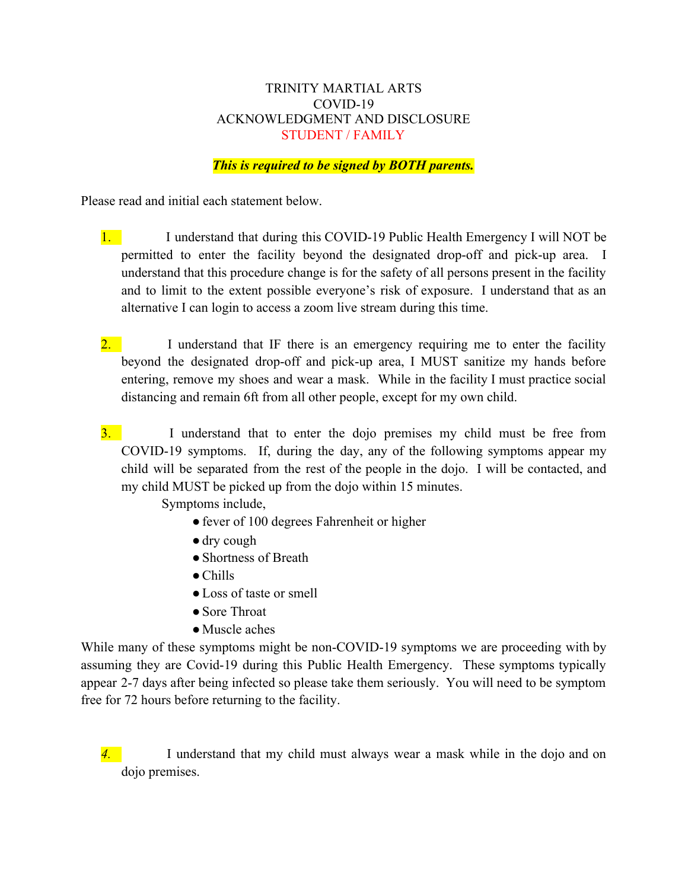# TRINITY MARTIAL ARTS
## COVID-19
## ACKNOWLEDGMENT AND DISCLOSURE
## STUDENT / FAMILY

***This is required to be signed by BOTH parents.***

Please read and initial each statement below.

1. I understand that during this COVID-19 Public Health Emergency I will NOT be permitted to enter the facility beyond the designated drop-off and pick-up area. I understand that this procedure change is for the safety of all persons present in the facility and to limit to the extent possible everyone's risk of exposure. I understand that as an alternative I can login to access a zoom live stream during this time.

2. I understand that IF there is an emergency requiring me to enter the facility beyond the designated drop-off and pick-up area, I MUST sanitize my hands before entering, remove my shoes and wear a mask. While in the facility I must practice social distancing and remain 6ft from all other people, except for my own child.

3. I understand that to enter the dojo premises my child must be free from COVID-19 symptoms. If, during the day, any of the following symptoms appear my child will be separated from the rest of the people in the dojo. I will be contacted, and my child MUST be picked up from the dojo within 15 minutes.

   Symptoms include,

   - fever of 100 degrees Fahrenheit or higher
   - dry cough
   - Shortness of Breath
   - Chills
   - Loss of taste or smell
   - Sore Throat
   - Muscle aches

While many of these symptoms might be non-COVID-19 symptoms we are proceeding with by assuming they are Covid-19 during this Public Health Emergency. These symptoms typically appear 2-7 days after being infected so please take them seriously. You will need to be symptom free for 72 hours before returning to the facility.

4. I understand that my child must always wear a mask while in the dojo and on dojo premises.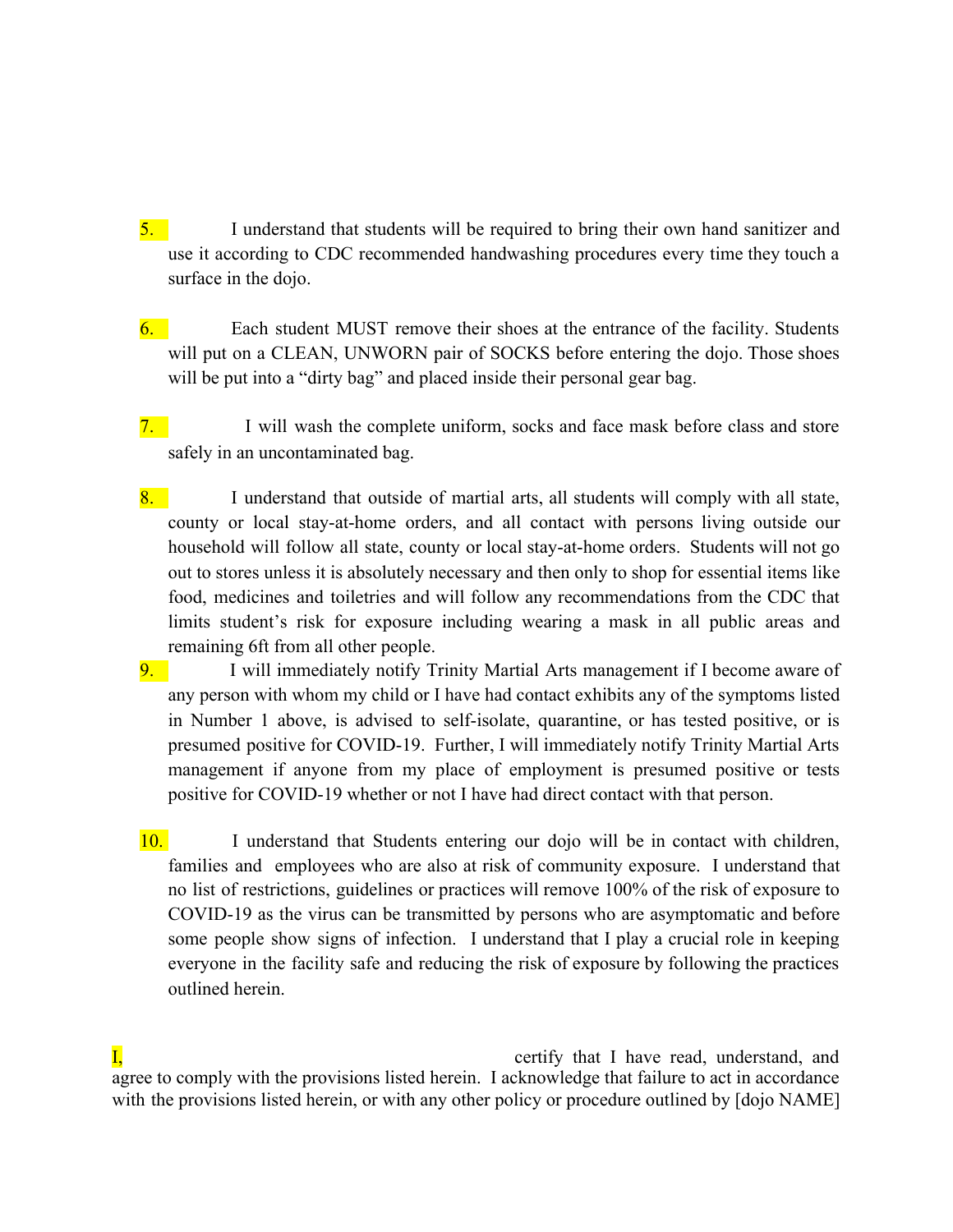5. I understand that students will be required to bring their own hand sanitizer and use it according to CDC recommended handwashing procedures every time they touch a surface in the dojo.

6. Each student MUST remove their shoes at the entrance of the facility. Students will put on a CLEAN, UNWORN pair of SOCKS before entering the dojo. Those shoes will be put into a "dirty bag" and placed inside their personal gear bag.

7. I will wash the complete uniform, socks and face mask before class and store safely in an uncontaminated bag.

8. I understand that outside of martial arts, all students will comply with all state, county or local stay-at-home orders, and all contact with persons living outside our household will follow all state, county or local stay-at-home orders. Students will not go out to stores unless it is absolutely necessary and then only to shop for essential items like food, medicines and toiletries and will follow any recommendations from the CDC that limits student's risk for exposure including wearing a mask in all public areas and remaining 6ft from all other people.

9. I will immediately notify Trinity Martial Arts management if I become aware of any person with whom my child or I have had contact exhibits any of the symptoms listed in Number 1 above, is advised to self-isolate, quarantine, or has tested positive, or is presumed positive for COVID-19. Further, I will immediately notify Trinity Martial Arts management if anyone from my place of employment is presumed positive or tests positive for COVID-19 whether or not I have had direct contact with that person.

10. I understand that Students entering our dojo will be in contact with children, families and employees who are also at risk of community exposure. I understand that no list of restrictions, guidelines or practices will remove 100% of the risk of exposure to COVID-19 as the virus can be transmitted by persons who are asymptomatic and before some people show signs of infection. I understand that I play a crucial role in keeping everyone in the facility safe and reducing the risk of exposure by following the practices outlined herein.

I, certify that I have read, understand, and agree to comply with the provisions listed herein. I acknowledge that failure to act in accordance with the provisions listed herein, or with any other policy or procedure outlined by [dojo NAME]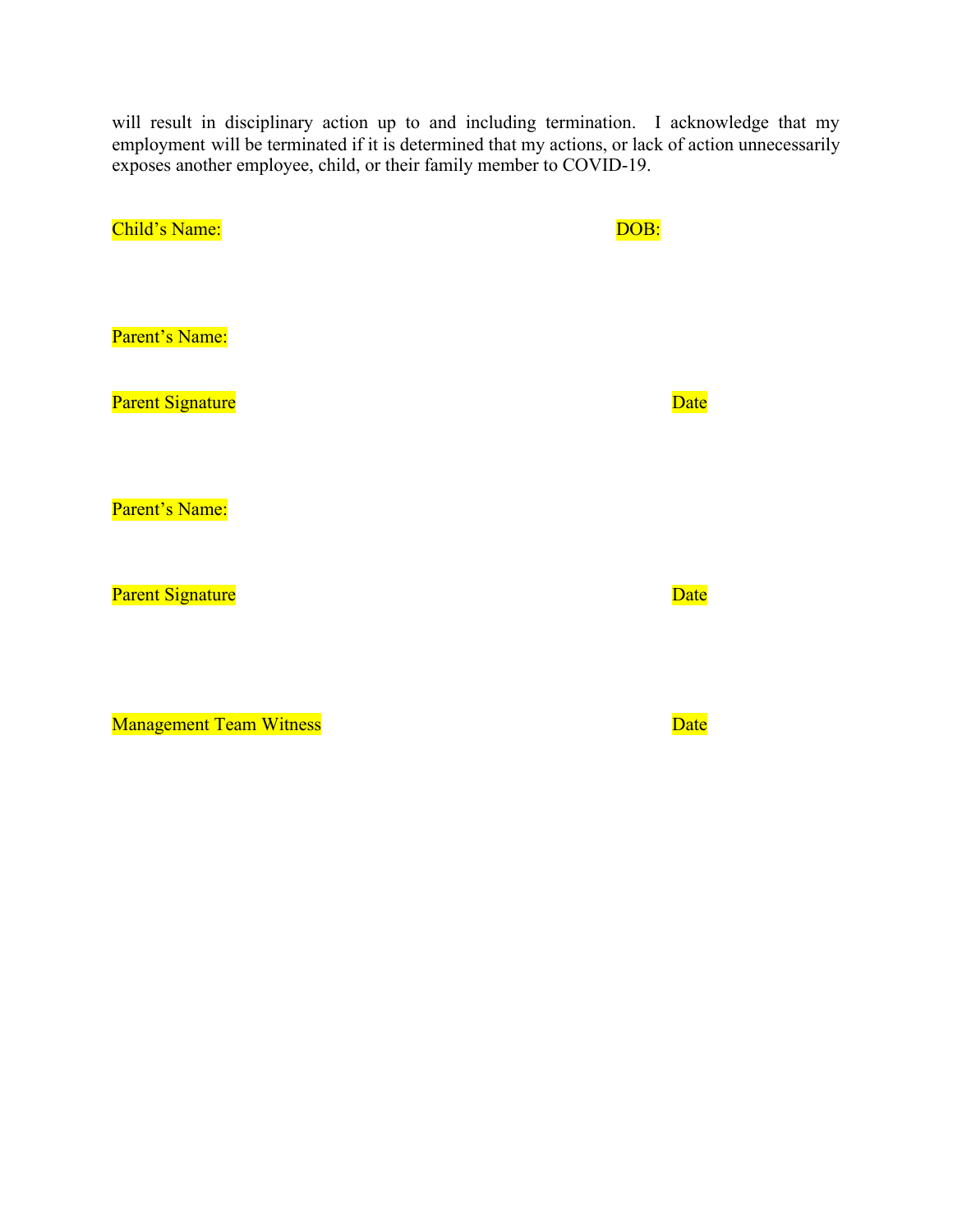will result in disciplinary action up to and including termination. I acknowledge that my employment will be terminated if it is determined that my actions, or lack of action unnecessarily exposes another employee, child, or their family member to COVID-19.

Child's Name: DOB:

Parent's Name:

Parent Signature Date

Parent's Name:

Parent Signature Date

Management Team Witness Date